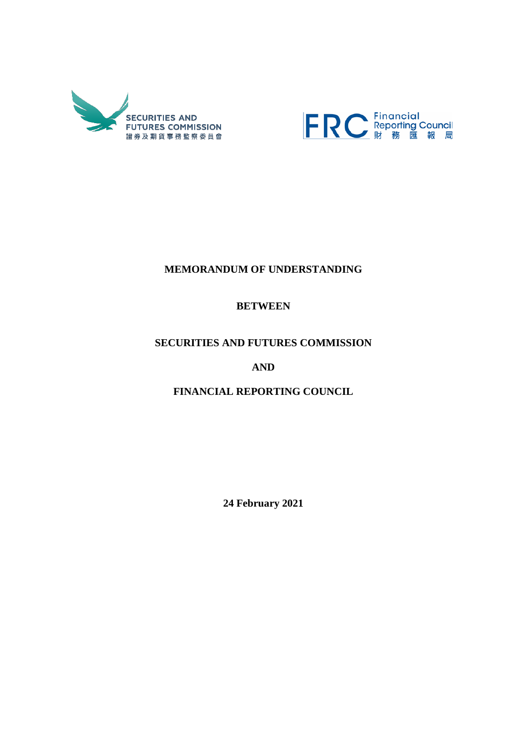SECURITIES AND FUTURES COMMISSION
證券及期貨事務監察委員會

FRC Financial Reporting Council
財務匯報局

# MEMORANDUM OF UNDERSTANDING

**BETWEEN**

**SECURITIES AND FUTURES COMMISSION**

**AND**

**FINANCIAL REPORTING COUNCIL**

**24 February 2021**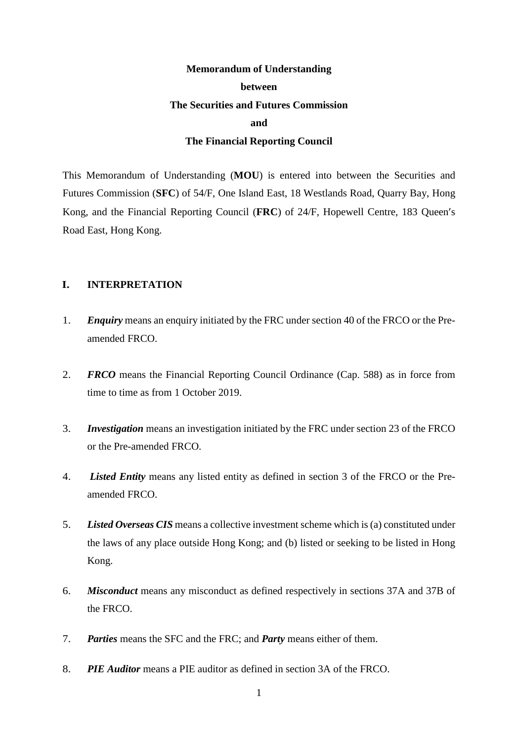**Memorandum of Understanding**

**between**

**The Securities and Futures Commission**

**and**

**The Financial Reporting Council**

This Memorandum of Understanding (**MOU**) is entered into between the Securities and Futures Commission (**SFC**) of 54/F, One Island East, 18 Westlands Road, Quarry Bay, Hong Kong, and the Financial Reporting Council (**FRC**) of 24/F, Hopewell Centre, 183 Queen's Road East, Hong Kong.

## I. INTERPRETATION

1. ***Enquiry*** means an enquiry initiated by the FRC under section 40 of the FRCO or the Pre-amended FRCO.

2. ***FRCO*** means the Financial Reporting Council Ordinance (Cap. 588) as in force from time to time as from 1 October 2019.

3. ***Investigation*** means an investigation initiated by the FRC under section 23 of the FRCO or the Pre-amended FRCO.

4. ***Listed Entity*** means any listed entity as defined in section 3 of the FRCO or the Pre-amended FRCO.

5. ***Listed Overseas CIS*** means a collective investment scheme which is (a) constituted under the laws of any place outside Hong Kong; and (b) listed or seeking to be listed in Hong Kong.

6. ***Misconduct*** means any misconduct as defined respectively in sections 37A and 37B of the FRCO.

7. ***Parties*** means the SFC and the FRC; and ***Party*** means either of them.

8. ***PIE Auditor*** means a PIE auditor as defined in section 3A of the FRCO.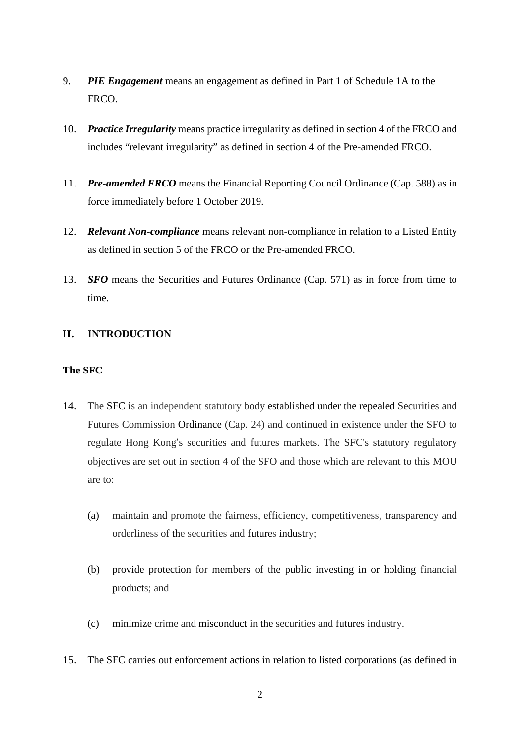9. ***PIE Engagement*** means an engagement as defined in Part 1 of Schedule 1A to the FRCO.

10. ***Practice Irregularity*** means practice irregularity as defined in section 4 of the FRCO and includes "relevant irregularity" as defined in section 4 of the Pre-amended FRCO.

11. ***Pre-amended FRCO*** means the Financial Reporting Council Ordinance (Cap. 588) as in force immediately before 1 October 2019.

12. ***Relevant Non-compliance*** means relevant non-compliance in relation to a Listed Entity as defined in section 5 of the FRCO or the Pre-amended FRCO.

13. ***SFO*** means the Securities and Futures Ordinance (Cap. 571) as in force from time to time.

## II. INTRODUCTION

### The SFC

14. The SFC is an independent statutory body established under the repealed Securities and Futures Commission Ordinance (Cap. 24) and continued in existence under the SFO to regulate Hong Kong's securities and futures markets. The SFC's statutory regulatory objectives are set out in section 4 of the SFO and those which are relevant to this MOU are to:

    (a) maintain and promote the fairness, efficiency, competitiveness, transparency and orderliness of the securities and futures industry;

    (b) provide protection for members of the public investing in or holding financial products; and

    (c) minimize crime and misconduct in the securities and futures industry.

15. The SFC carries out enforcement actions in relation to listed corporations (as defined in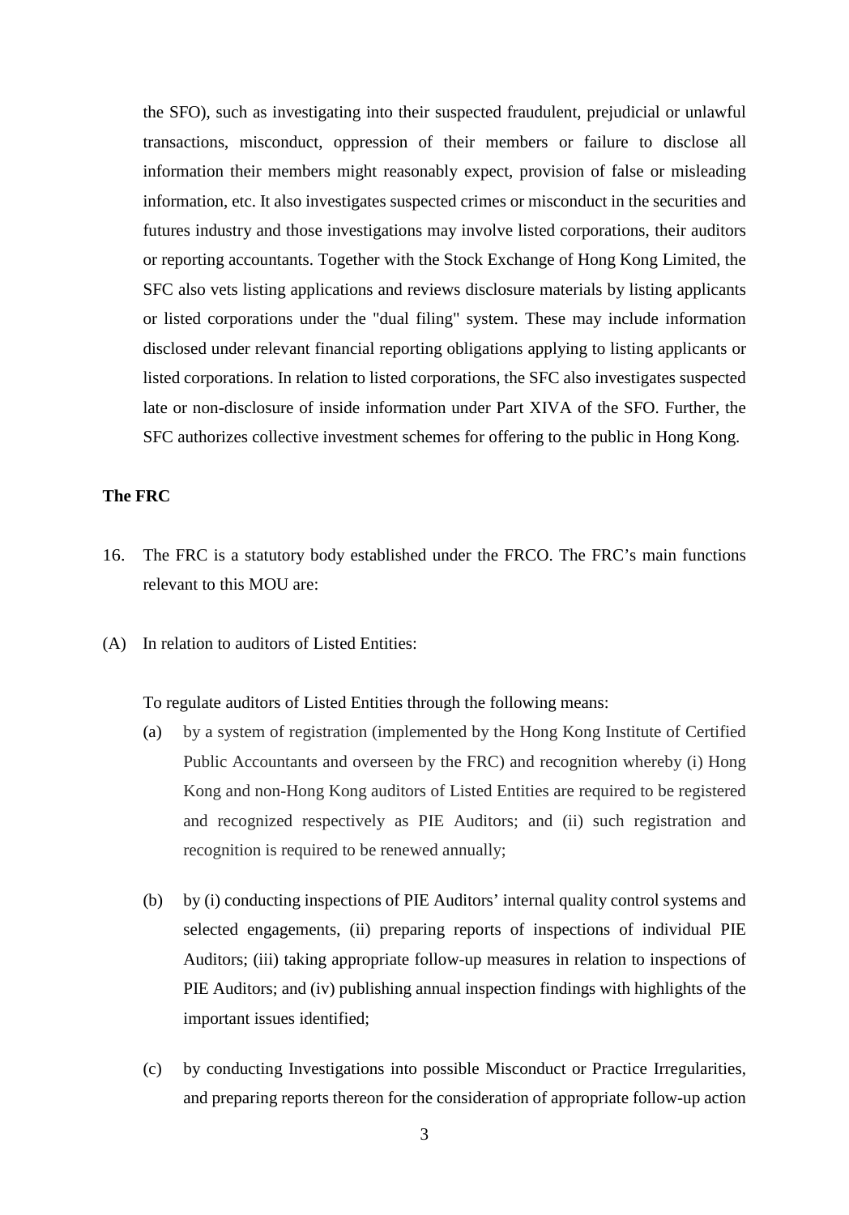the SFO), such as investigating into their suspected fraudulent, prejudicial or unlawful transactions, misconduct, oppression of their members or failure to disclose all information their members might reasonably expect, provision of false or misleading information, etc. It also investigates suspected crimes or misconduct in the securities and futures industry and those investigations may involve listed corporations, their auditors or reporting accountants. Together with the Stock Exchange of Hong Kong Limited, the SFC also vets listing applications and reviews disclosure materials by listing applicants or listed corporations under the "dual filing" system. These may include information disclosed under relevant financial reporting obligations applying to listing applicants or listed corporations. In relation to listed corporations, the SFC also investigates suspected late or non-disclosure of inside information under Part XIVA of the SFO. Further, the SFC authorizes collective investment schemes for offering to the public in Hong Kong.

**The FRC**

16. The FRC is a statutory body established under the FRCO. The FRC's main functions relevant to this MOU are:

(A) In relation to auditors of Listed Entities:

To regulate auditors of Listed Entities through the following means:

(a) by a system of registration (implemented by the Hong Kong Institute of Certified Public Accountants and overseen by the FRC) and recognition whereby (i) Hong Kong and non-Hong Kong auditors of Listed Entities are required to be registered and recognized respectively as PIE Auditors; and (ii) such registration and recognition is required to be renewed annually;

(b) by (i) conducting inspections of PIE Auditors' internal quality control systems and selected engagements, (ii) preparing reports of inspections of individual PIE Auditors; (iii) taking appropriate follow-up measures in relation to inspections of PIE Auditors; and (iv) publishing annual inspection findings with highlights of the important issues identified;

(c) by conducting Investigations into possible Misconduct or Practice Irregularities, and preparing reports thereon for the consideration of appropriate follow-up action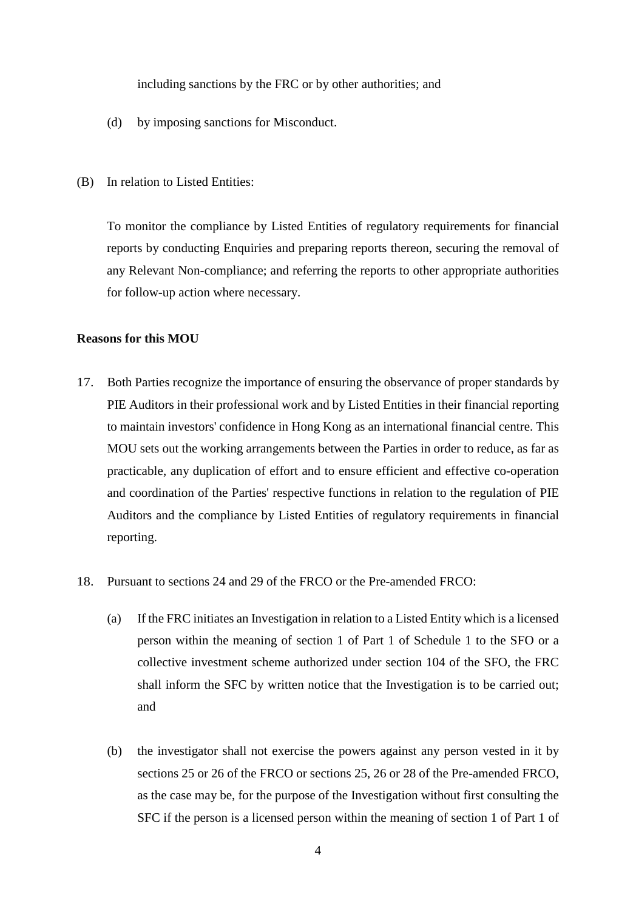including sanctions by the FRC or by other authorities; and

(d) by imposing sanctions for Misconduct.

(B) In relation to Listed Entities:

To monitor the compliance by Listed Entities of regulatory requirements for financial reports by conducting Enquiries and preparing reports thereon, securing the removal of any Relevant Non-compliance; and referring the reports to other appropriate authorities for follow-up action where necessary.

**Reasons for this MOU**

17. Both Parties recognize the importance of ensuring the observance of proper standards by PIE Auditors in their professional work and by Listed Entities in their financial reporting to maintain investors' confidence in Hong Kong as an international financial centre. This MOU sets out the working arrangements between the Parties in order to reduce, as far as practicable, any duplication of effort and to ensure efficient and effective co-operation and coordination of the Parties' respective functions in relation to the regulation of PIE Auditors and the compliance by Listed Entities of regulatory requirements in financial reporting.

18. Pursuant to sections 24 and 29 of the FRCO or the Pre-amended FRCO:

    (a) If the FRC initiates an Investigation in relation to a Listed Entity which is a licensed person within the meaning of section 1 of Part 1 of Schedule 1 to the SFO or a collective investment scheme authorized under section 104 of the SFO, the FRC shall inform the SFC by written notice that the Investigation is to be carried out; and

    (b) the investigator shall not exercise the powers against any person vested in it by sections 25 or 26 of the FRCO or sections 25, 26 or 28 of the Pre-amended FRCO, as the case may be, for the purpose of the Investigation without first consulting the SFC if the person is a licensed person within the meaning of section 1 of Part 1 of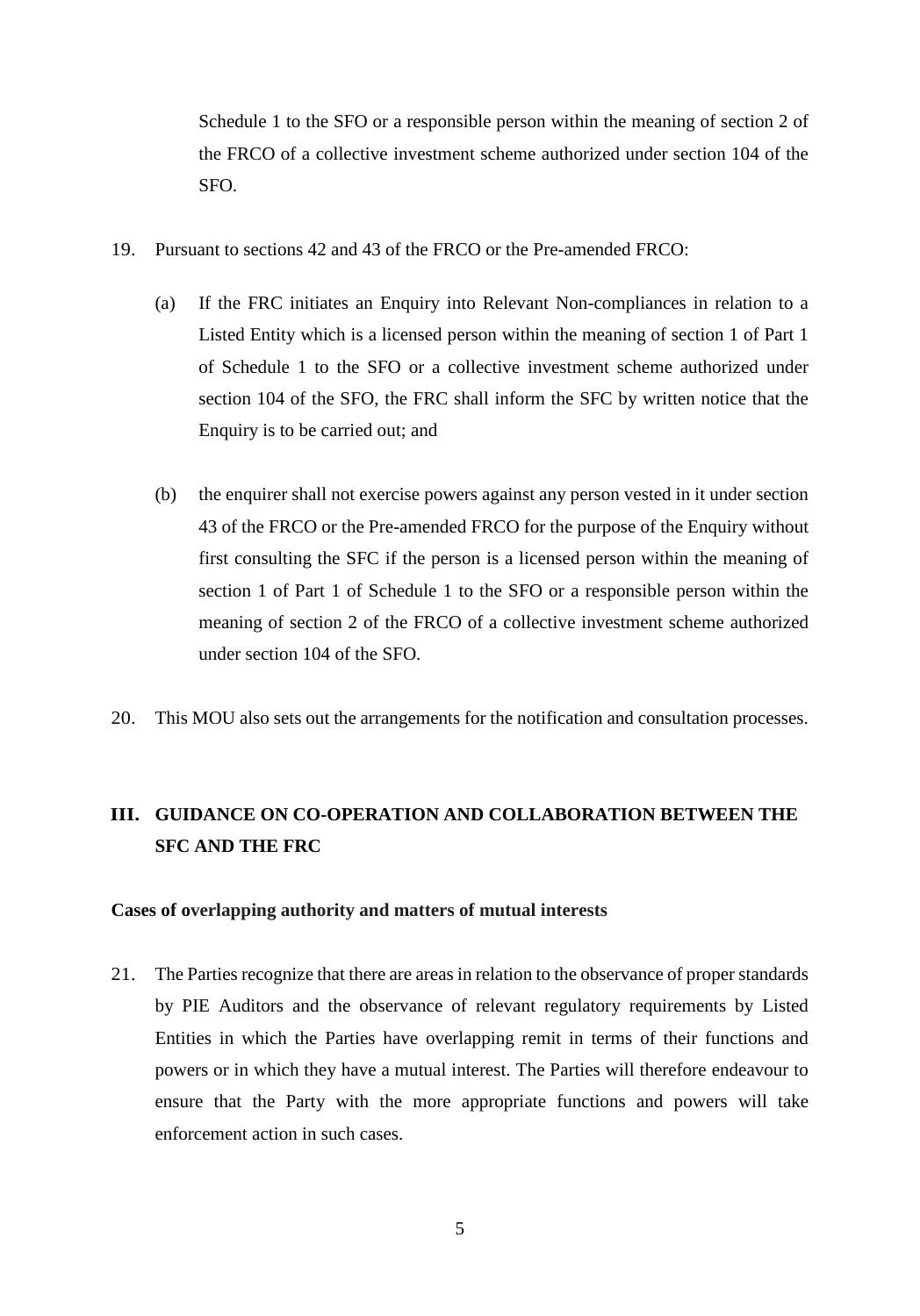Schedule 1 to the SFO or a responsible person within the meaning of section 2 of the FRCO of a collective investment scheme authorized under section 104 of the SFO.

19. Pursuant to sections 42 and 43 of the FRCO or the Pre-amended FRCO:

    (a) If the FRC initiates an Enquiry into Relevant Non-compliances in relation to a Listed Entity which is a licensed person within the meaning of section 1 of Part 1 of Schedule 1 to the SFO or a collective investment scheme authorized under section 104 of the SFO, the FRC shall inform the SFC by written notice that the Enquiry is to be carried out; and

    (b) the enquirer shall not exercise powers against any person vested in it under section 43 of the FRCO or the Pre-amended FRCO for the purpose of the Enquiry without first consulting the SFC if the person is a licensed person within the meaning of section 1 of Part 1 of Schedule 1 to the SFO or a responsible person within the meaning of section 2 of the FRCO of a collective investment scheme authorized under section 104 of the SFO.

20. This MOU also sets out the arrangements for the notification and consultation processes.

## III. GUIDANCE ON CO-OPERATION AND COLLABORATION BETWEEN THE SFC AND THE FRC

**Cases of overlapping authority and matters of mutual interests**

21. The Parties recognize that there are areas in relation to the observance of proper standards by PIE Auditors and the observance of relevant regulatory requirements by Listed Entities in which the Parties have overlapping remit in terms of their functions and powers or in which they have a mutual interest. The Parties will therefore endeavour to ensure that the Party with the more appropriate functions and powers will take enforcement action in such cases.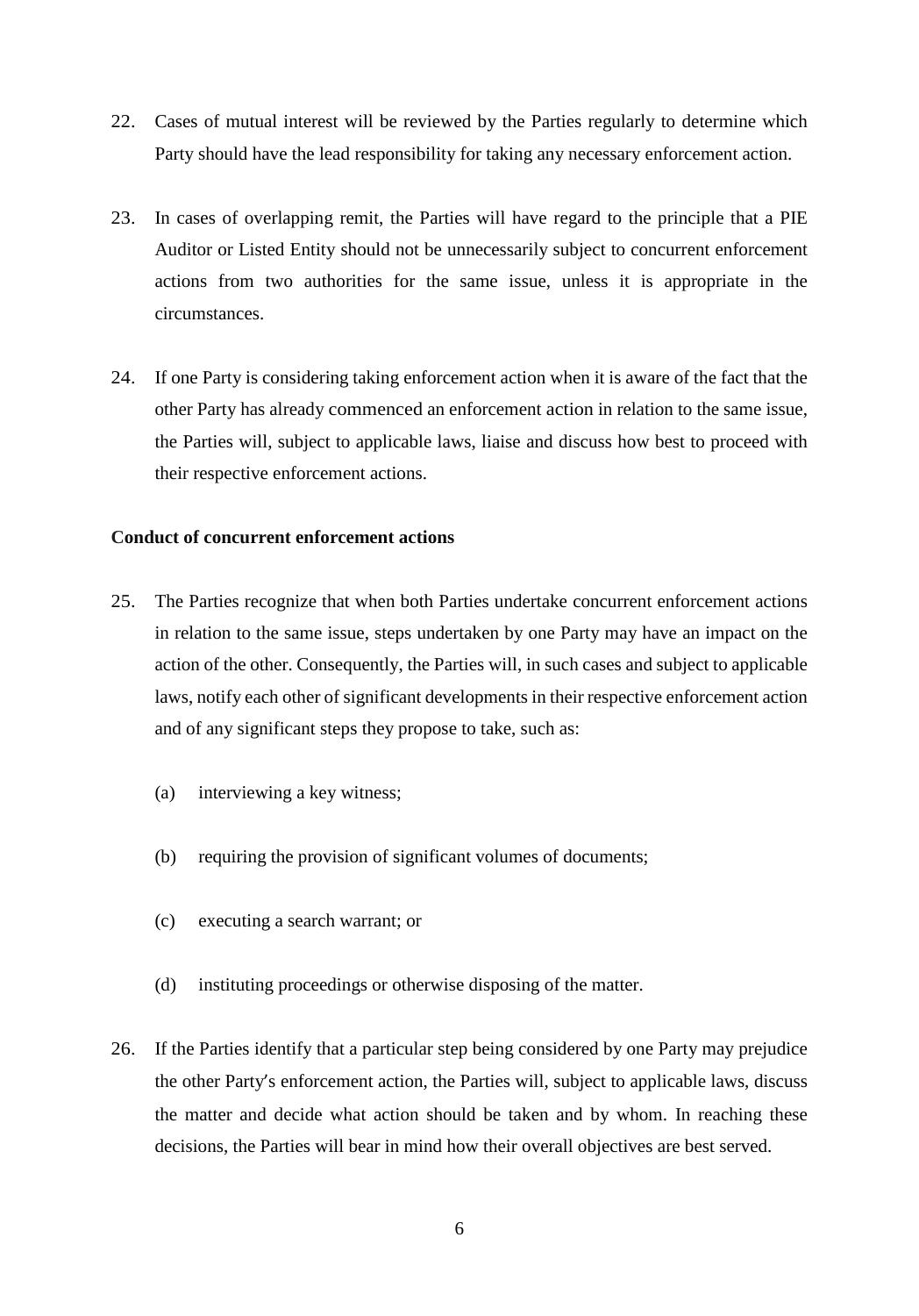22. Cases of mutual interest will be reviewed by the Parties regularly to determine which Party should have the lead responsibility for taking any necessary enforcement action.

23. In cases of overlapping remit, the Parties will have regard to the principle that a PIE Auditor or Listed Entity should not be unnecessarily subject to concurrent enforcement actions from two authorities for the same issue, unless it is appropriate in the circumstances.

24. If one Party is considering taking enforcement action when it is aware of the fact that the other Party has already commenced an enforcement action in relation to the same issue, the Parties will, subject to applicable laws, liaise and discuss how best to proceed with their respective enforcement actions.

**Conduct of concurrent enforcement actions**

25. The Parties recognize that when both Parties undertake concurrent enforcement actions in relation to the same issue, steps undertaken by one Party may have an impact on the action of the other. Consequently, the Parties will, in such cases and subject to applicable laws, notify each other of significant developments in their respective enforcement action and of any significant steps they propose to take, such as:

    (a) interviewing a key witness;

    (b) requiring the provision of significant volumes of documents;

    (c) executing a search warrant; or

    (d) instituting proceedings or otherwise disposing of the matter.

26. If the Parties identify that a particular step being considered by one Party may prejudice the other Party's enforcement action, the Parties will, subject to applicable laws, discuss the matter and decide what action should be taken and by whom. In reaching these decisions, the Parties will bear in mind how their overall objectives are best served.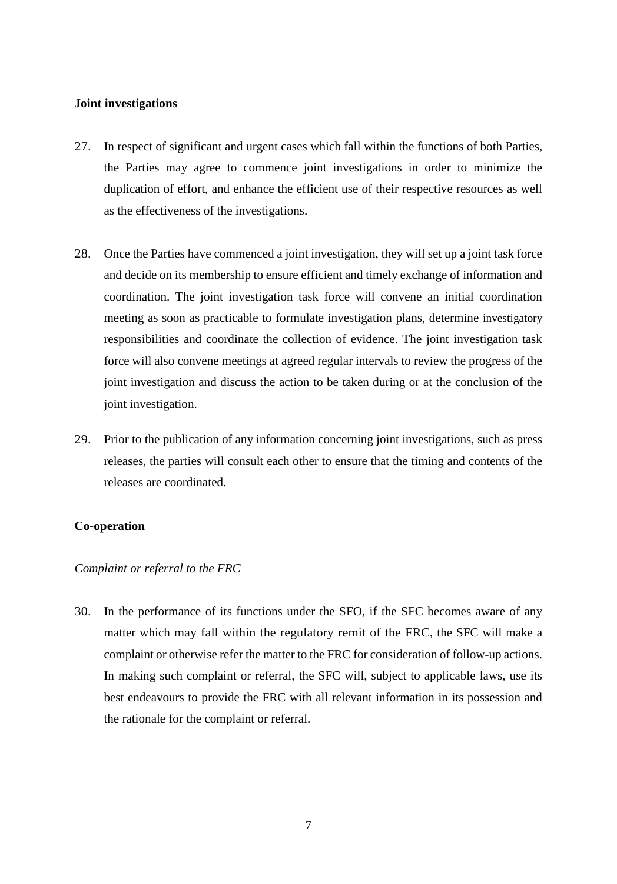**Joint investigations**

27. In respect of significant and urgent cases which fall within the functions of both Parties, the Parties may agree to commence joint investigations in order to minimize the duplication of effort, and enhance the efficient use of their respective resources as well as the effectiveness of the investigations.

28. Once the Parties have commenced a joint investigation, they will set up a joint task force and decide on its membership to ensure efficient and timely exchange of information and coordination. The joint investigation task force will convene an initial coordination meeting as soon as practicable to formulate investigation plans, determine investigatory responsibilities and coordinate the collection of evidence. The joint investigation task force will also convene meetings at agreed regular intervals to review the progress of the joint investigation and discuss the action to be taken during or at the conclusion of the joint investigation.

29. Prior to the publication of any information concerning joint investigations, such as press releases, the parties will consult each other to ensure that the timing and contents of the releases are coordinated.

**Co-operation**

*Complaint or referral to the FRC*

30. In the performance of its functions under the SFO, if the SFC becomes aware of any matter which may fall within the regulatory remit of the FRC, the SFC will make a complaint or otherwise refer the matter to the FRC for consideration of follow-up actions. In making such complaint or referral, the SFC will, subject to applicable laws, use its best endeavours to provide the FRC with all relevant information in its possession and the rationale for the complaint or referral.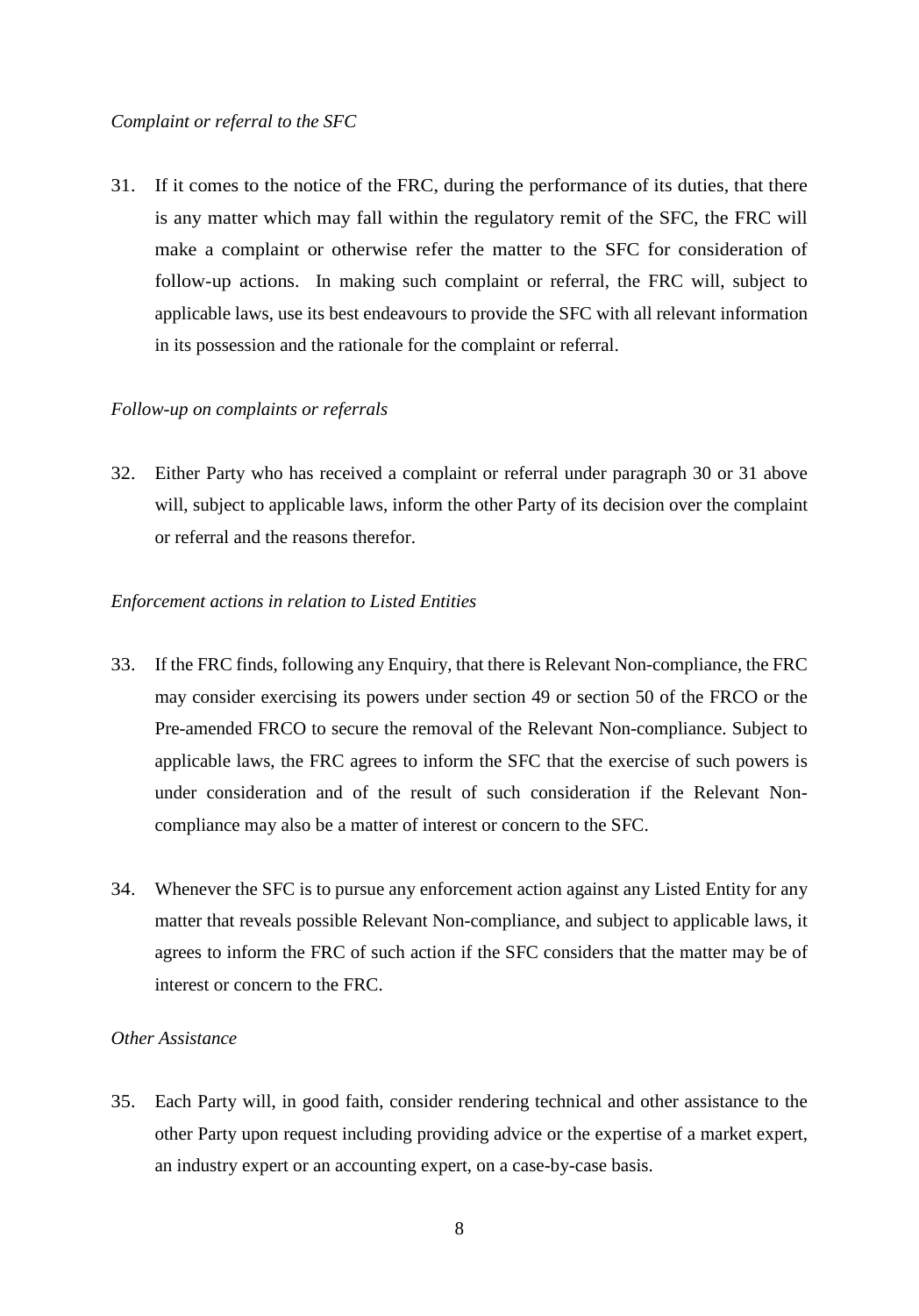*Complaint or referral to the SFC*

31. If it comes to the notice of the FRC, during the performance of its duties, that there is any matter which may fall within the regulatory remit of the SFC, the FRC will make a complaint or otherwise refer the matter to the SFC for consideration of follow-up actions. In making such complaint or referral, the FRC will, subject to applicable laws, use its best endeavours to provide the SFC with all relevant information in its possession and the rationale for the complaint or referral.

*Follow-up on complaints or referrals*

32. Either Party who has received a complaint or referral under paragraph 30 or 31 above will, subject to applicable laws, inform the other Party of its decision over the complaint or referral and the reasons therefor.

*Enforcement actions in relation to Listed Entities*

33. If the FRC finds, following any Enquiry, that there is Relevant Non-compliance, the FRC may consider exercising its powers under section 49 or section 50 of the FRCO or the Pre-amended FRCO to secure the removal of the Relevant Non-compliance. Subject to applicable laws, the FRC agrees to inform the SFC that the exercise of such powers is under consideration and of the result of such consideration if the Relevant Non-compliance may also be a matter of interest or concern to the SFC.

34. Whenever the SFC is to pursue any enforcement action against any Listed Entity for any matter that reveals possible Relevant Non-compliance, and subject to applicable laws, it agrees to inform the FRC of such action if the SFC considers that the matter may be of interest or concern to the FRC.

*Other Assistance*

35. Each Party will, in good faith, consider rendering technical and other assistance to the other Party upon request including providing advice or the expertise of a market expert, an industry expert or an accounting expert, on a case-by-case basis.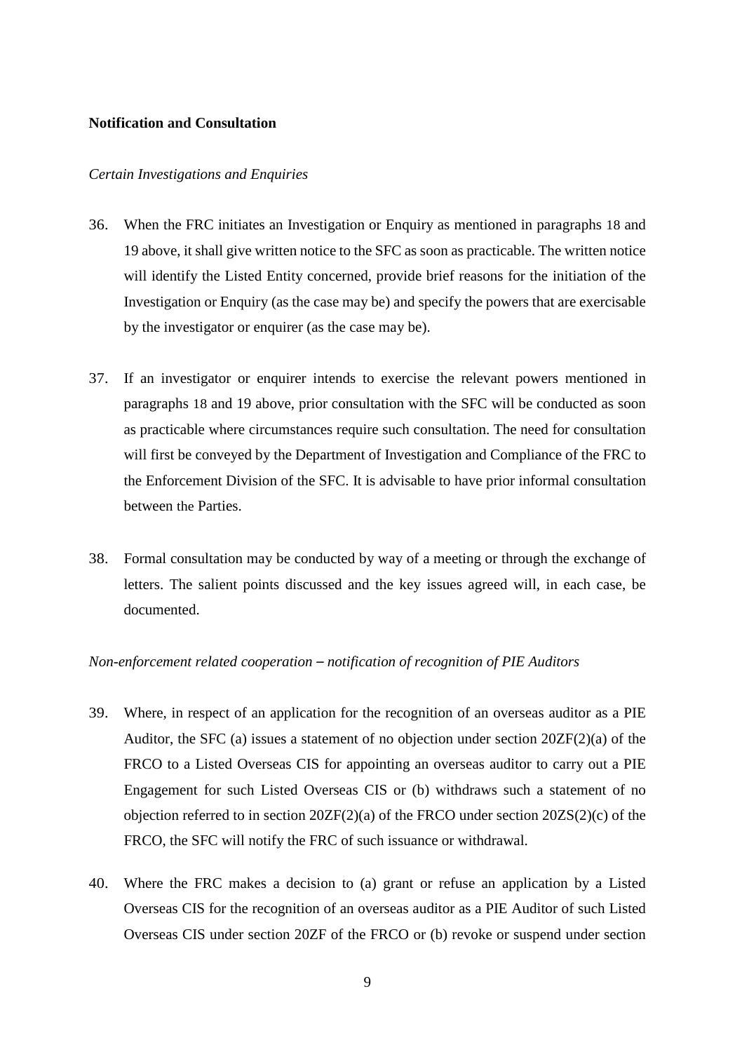**Notification and Consultation**

*Certain Investigations and Enquiries*

36. When the FRC initiates an Investigation or Enquiry as mentioned in paragraphs 18 and 19 above, it shall give written notice to the SFC as soon as practicable. The written notice will identify the Listed Entity concerned, provide brief reasons for the initiation of the Investigation or Enquiry (as the case may be) and specify the powers that are exercisable by the investigator or enquirer (as the case may be).

37. If an investigator or enquirer intends to exercise the relevant powers mentioned in paragraphs 18 and 19 above, prior consultation with the SFC will be conducted as soon as practicable where circumstances require such consultation. The need for consultation will first be conveyed by the Department of Investigation and Compliance of the FRC to the Enforcement Division of the SFC. It is advisable to have prior informal consultation between the Parties.

38. Formal consultation may be conducted by way of a meeting or through the exchange of letters. The salient points discussed and the key issues agreed will, in each case, be documented.

*Non-enforcement related cooperation – notification of recognition of PIE Auditors*

39. Where, in respect of an application for the recognition of an overseas auditor as a PIE Auditor, the SFC (a) issues a statement of no objection under section 20ZF(2)(a) of the FRCO to a Listed Overseas CIS for appointing an overseas auditor to carry out a PIE Engagement for such Listed Overseas CIS or (b) withdraws such a statement of no objection referred to in section 20ZF(2)(a) of the FRCO under section 20ZS(2)(c) of the FRCO, the SFC will notify the FRC of such issuance or withdrawal.

40. Where the FRC makes a decision to (a) grant or refuse an application by a Listed Overseas CIS for the recognition of an overseas auditor as a PIE Auditor of such Listed Overseas CIS under section 20ZF of the FRCO or (b) revoke or suspend under section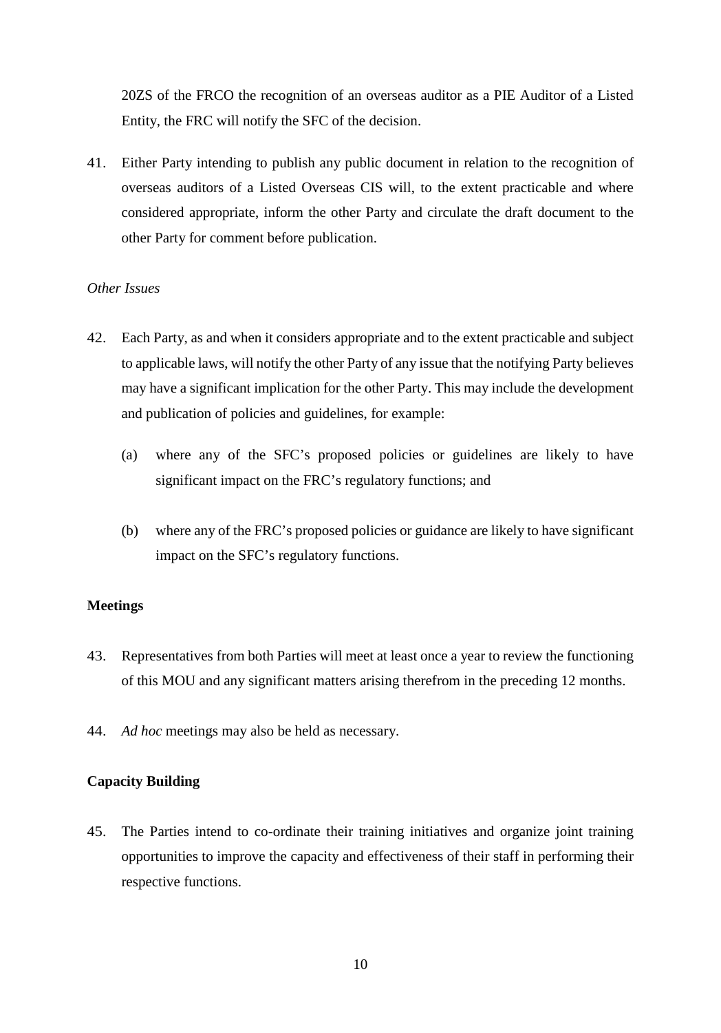20ZS of the FRCO the recognition of an overseas auditor as a PIE Auditor of a Listed Entity, the FRC will notify the SFC of the decision.

41. Either Party intending to publish any public document in relation to the recognition of overseas auditors of a Listed Overseas CIS will, to the extent practicable and where considered appropriate, inform the other Party and circulate the draft document to the other Party for comment before publication.

*Other Issues*

42. Each Party, as and when it considers appropriate and to the extent practicable and subject to applicable laws, will notify the other Party of any issue that the notifying Party believes may have a significant implication for the other Party. This may include the development and publication of policies and guidelines, for example:

    (a) where any of the SFC's proposed policies or guidelines are likely to have significant impact on the FRC's regulatory functions; and

    (b) where any of the FRC's proposed policies or guidance are likely to have significant impact on the SFC's regulatory functions.

**Meetings**

43. Representatives from both Parties will meet at least once a year to review the functioning of this MOU and any significant matters arising therefrom in the preceding 12 months.

44. *Ad hoc* meetings may also be held as necessary.

**Capacity Building**

45. The Parties intend to co-ordinate their training initiatives and organize joint training opportunities to improve the capacity and effectiveness of their staff in performing their respective functions.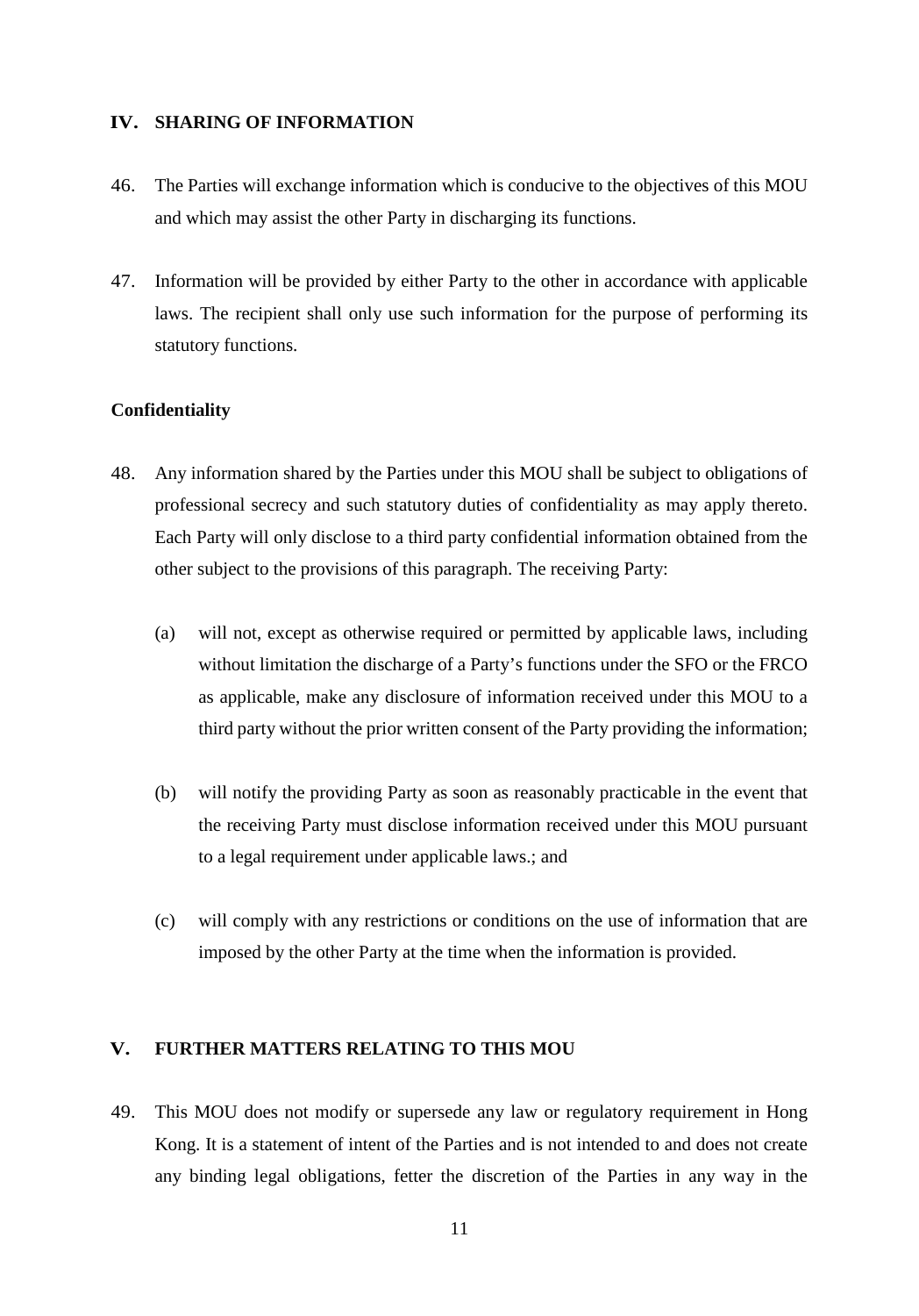## IV. SHARING OF INFORMATION

46. The Parties will exchange information which is conducive to the objectives of this MOU and which may assist the other Party in discharging its functions.

47. Information will be provided by either Party to the other in accordance with applicable laws. The recipient shall only use such information for the purpose of performing its statutory functions.

### Confidentiality

48. Any information shared by the Parties under this MOU shall be subject to obligations of professional secrecy and such statutory duties of confidentiality as may apply thereto. Each Party will only disclose to a third party confidential information obtained from the other subject to the provisions of this paragraph. The receiving Party:

    (a) will not, except as otherwise required or permitted by applicable laws, including without limitation the discharge of a Party's functions under the SFO or the FRCO as applicable, make any disclosure of information received under this MOU to a third party without the prior written consent of the Party providing the information;

    (b) will notify the providing Party as soon as reasonably practicable in the event that the receiving Party must disclose information received under this MOU pursuant to a legal requirement under applicable laws.; and

    (c) will comply with any restrictions or conditions on the use of information that are imposed by the other Party at the time when the information is provided.

## V. FURTHER MATTERS RELATING TO THIS MOU

49. This MOU does not modify or supersede any law or regulatory requirement in Hong Kong. It is a statement of intent of the Parties and is not intended to and does not create any binding legal obligations, fetter the discretion of the Parties in any way in the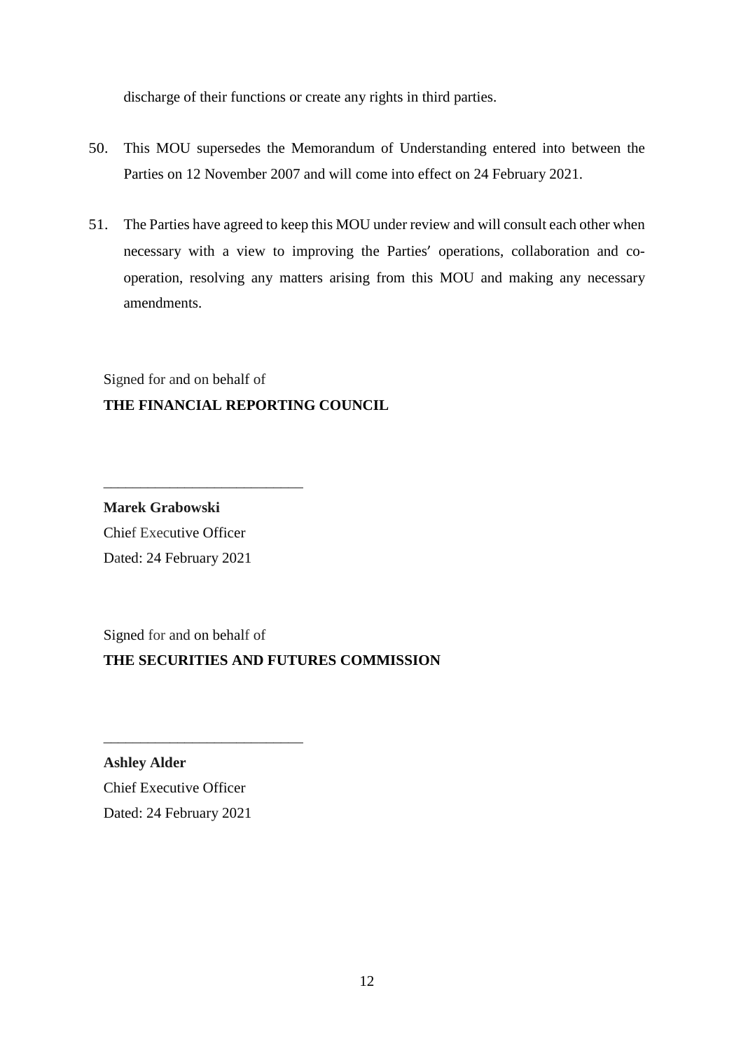discharge of their functions or create any rights in third parties.

50. This MOU supersedes the Memorandum of Understanding entered into between the Parties on 12 November 2007 and will come into effect on 24 February 2021.

51. The Parties have agreed to keep this MOU under review and will consult each other when necessary with a view to improving the Parties' operations, collaboration and co-operation, resolving any matters arising from this MOU and making any necessary amendments.

Signed for and on behalf of

**THE FINANCIAL REPORTING COUNCIL**

\_\_\_\_\_\_\_\_\_\_\_\_\_\_\_\_\_\_\_\_\_\_\_\_\_\_\_

**Marek Grabowski**

Chief Executive Officer

Dated: 24 February 2021

Signed for and on behalf of

**THE SECURITIES AND FUTURES COMMISSION**

\_\_\_\_\_\_\_\_\_\_\_\_\_\_\_\_\_\_\_\_\_\_\_\_\_\_\_

**Ashley Alder**

Chief Executive Officer

Dated: 24 February 2021